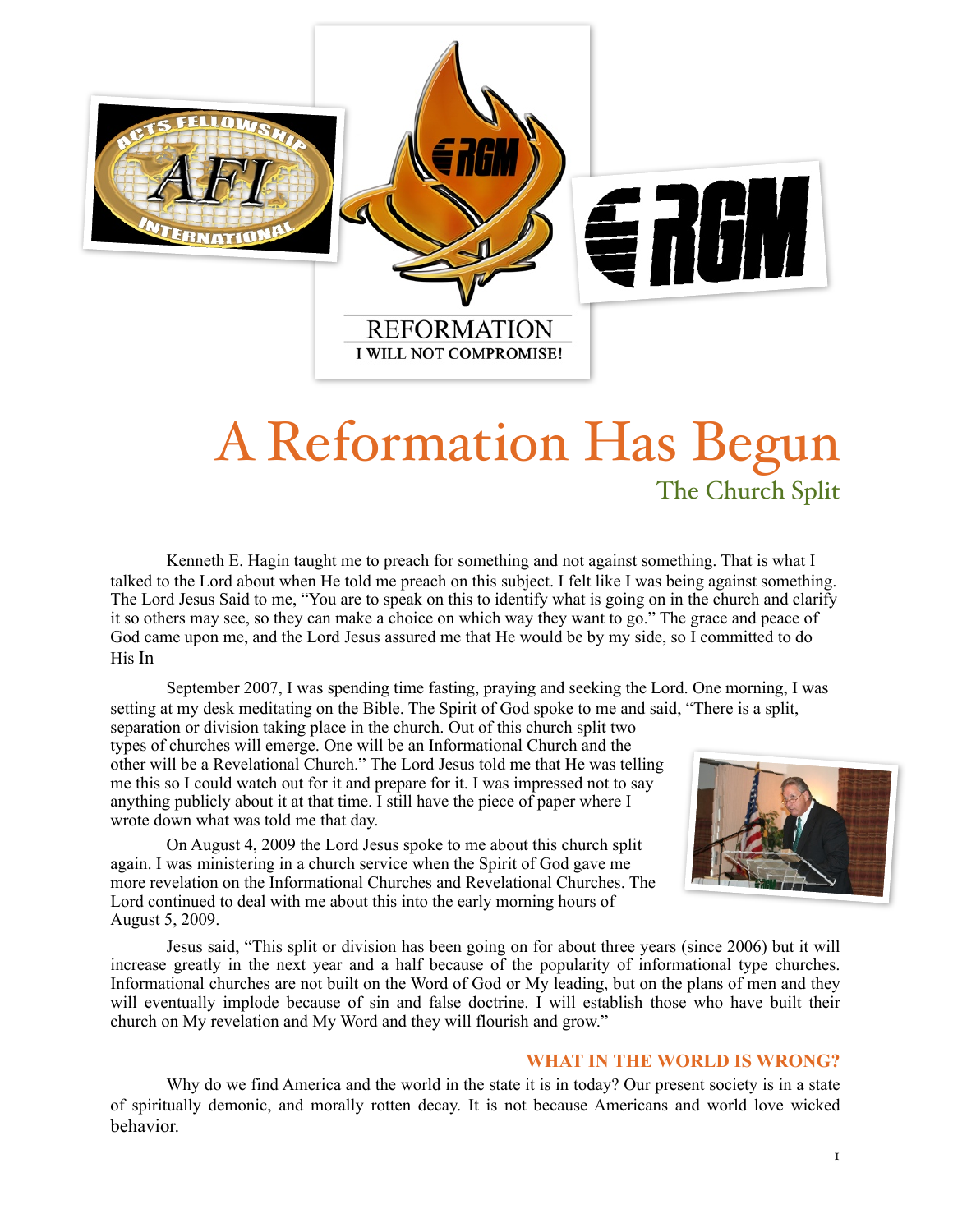REFORMATION

I WILL NOT COMPROMISE!

# A Reformation Has Begun

## The Church Split

Kenneth E. Hagin taught me to preach for something and not against something. That is what I talked to the Lord about when He told me preach on this subject. I felt like I was being against something. The Lord Jesus Said to me, "You are to speak on this to identify what is going on in the church and clarify it so others may see, so they can make a choice on which way they want to go." The grace and peace of God came upon me, and the Lord Jesus assured me that He would be by my side, so I committed to do His In

September 2007, I was spending time fasting, praying and seeking the Lord. One morning, I was setting at my desk meditating on the Bible. The Spirit of God spoke to me and said, "There is a split, separation or division taking place in the church. Out of this church split two types of churches will emerge. One will be an Informational Church and the other will be a Revelational Church." The Lord Jesus told me that He was telling me this so I could watch out for it and prepare for it. I was impressed not to say anything publicly about it at that time. I still have the piece of paper where I wrote down what was told me that day.

On August 4, 2009 the Lord Jesus spoke to me about this church split again. I was ministering in a church service when the Spirit of God gave me more revelation on the Informational Churches and Revelational Churches. The Lord continued to deal with me about this into the early morning hours of August 5, 2009.

Jesus said, "This split or division has been going on for about three years (since 2006) but it will increase greatly in the next year and a half because of the popularity of informational type churches. Informational churches are not built on the Word of God or My leading, but on the plans of men and they will eventually implode because of sin and false doctrine. I will establish those who have built their church on My revelation and My Word and they will flourish and grow."

### WHAT IN THE WORLD IS WRONG?

Why do we find America and the world in the state it is in today? Our present society is in a state of spiritually demonic, and morally rotten decay. It is not because Americans and world love wicked behavior.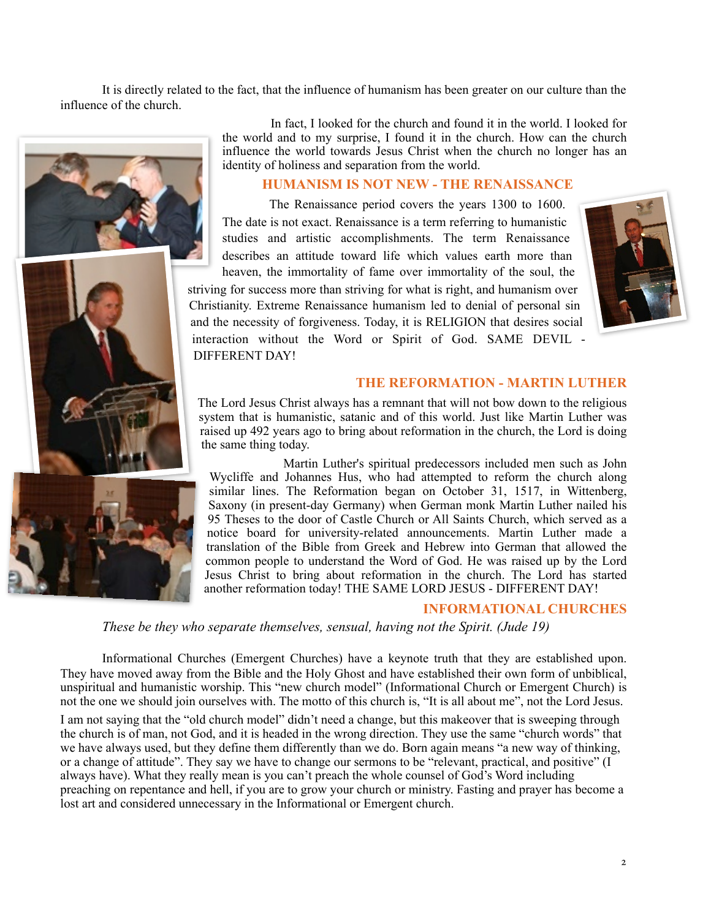It is directly related to the fact, that the influence of humanism has been greater on our culture than the influence of the church.

In fact, I looked for the church and found it in the world. I looked for the world and to my surprise, I found it in the church. How can the church influence the world towards Jesus Christ when the church no longer has an identity of holiness and separation from the world.

## HUMANISM IS NOT NEW - THE RENAISSANCE

The Renaissance period covers the years 1300 to 1600. The date is not exact. Renaissance is a term referring to humanistic studies and artistic accomplishments. The term Renaissance describes an attitude toward life which values earth more than heaven, the immortality of fame over immortality of the soul, the striving for success more than striving for what is right, and humanism over Christianity. Extreme Renaissance humanism led to denial of personal sin and the necessity of forgiveness. Today, it is RELIGION that desires social interaction without the Word or Spirit of God. SAME DEVIL - DIFFERENT DAY!

## THE REFORMATION - MARTIN LUTHER

The Lord Jesus Christ always has a remnant that will not bow down to the religious system that is humanistic, satanic and of this world. Just like Martin Luther was raised up 492 years ago to bring about reformation in the church, the Lord is doing the same thing today.

Martin Luther's spiritual predecessors included men such as John Wycliffe and Johannes Hus, who had attempted to reform the church along similar lines. The Reformation began on October 31, 1517, in Wittenberg, Saxony (in present-day Germany) when German monk Martin Luther nailed his 95 Theses to the door of Castle Church or All Saints Church, which served as a notice board for university-related announcements. Martin Luther made a translation of the Bible from Greek and Hebrew into German that allowed the common people to understand the Word of God. He was raised up by the Lord Jesus Christ to bring about reformation in the church. The Lord has started another reformation today! THE SAME LORD JESUS - DIFFERENT DAY!

## INFORMATIONAL CHURCHES

*These be they who separate themselves, sensual, having not the Spirit. (Jude 19)*

Informational Churches (Emergent Churches) have a keynote truth that they are established upon. They have moved away from the Bible and the Holy Ghost and have established their own form of unbiblical, unspiritual and humanistic worship. This "new church model" (Informational Church or Emergent Church) is not the one we should join ourselves with. The motto of this church is, "It is all about me", not the Lord Jesus.

I am not saying that the "old church model" didn't need a change, but this makeover that is sweeping through the church is of man, not God, and it is headed in the wrong direction. They use the same "church words" that we have always used, but they define them differently than we do. Born again means "a new way of thinking, or a change of attitude". They say we have to change our sermons to be "relevant, practical, and positive" (I always have). What they really mean is you can't preach the whole counsel of God's Word including preaching on repentance and hell, if you are to grow your church or ministry. Fasting and prayer has become a lost art and considered unnecessary in the Informational or Emergent church.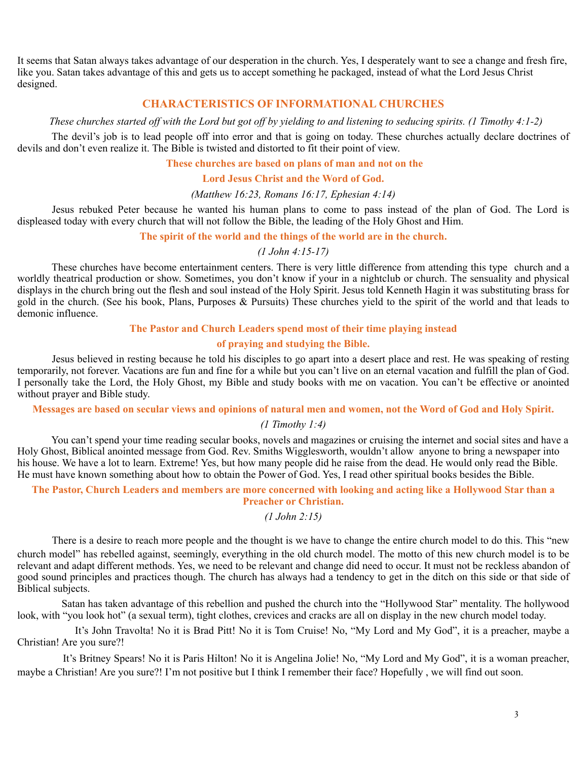It seems that Satan always takes advantage of our desperation in the church. Yes, I desperately want to see a change and fresh fire, like you. Satan takes advantage of this and gets us to accept something he packaged, instead of what the Lord Jesus Christ designed.

## CHARACTERISTICS OF INFORMATIONAL CHURCHES

*These churches started off with the Lord but got off by yielding to and listening to seducing spirits. (1 Timothy 4:1-2)*

The devil's job is to lead people off into error and that is going on today. These churches actually declare doctrines of devils and don't even realize it. The Bible is twisted and distorted to fit their point of view.

**These churches are based on plans of man and not on the Lord Jesus Christ and the Word of God.**

*(Matthew 16:23, Romans 16:17, Ephesian 4:14)*

Jesus rebuked Peter because he wanted his human plans to come to pass instead of the plan of God. The Lord is displeased today with every church that will not follow the Bible, the leading of the Holy Ghost and Him.

**The spirit of the world and the things of the world are in the church.**

*(1 John 4:15-17)*

These churches have become entertainment centers. There is very little difference from attending this type church and a worldly theatrical production or show. Sometimes, you don't know if your in a nightclub or church. The sensuality and physical displays in the church bring out the flesh and soul instead of the Holy Spirit. Jesus told Kenneth Hagin it was substituting brass for gold in the church. (See his book, Plans, Purposes & Pursuits) These churches yield to the spirit of the world and that leads to demonic influence.

**The Pastor and Church Leaders spend most of their time playing instead of praying and studying the Bible.**

Jesus believed in resting because he told his disciples to go apart into a desert place and rest. He was speaking of resting temporarily, not forever. Vacations are fun and fine for a while but you can't live on an eternal vacation and fulfill the plan of God. I personally take the Lord, the Holy Ghost, my Bible and study books with me on vacation. You can't be effective or anointed without prayer and Bible study.

**Messages are based on secular views and opinions of natural men and women, not the Word of God and Holy Spirit.**

*(1 Timothy 1:4)*

You can't spend your time reading secular books, novels and magazines or cruising the internet and social sites and have a Holy Ghost, Biblical anointed message from God. Rev. Smiths Wigglesworth, wouldn't allow anyone to bring a newspaper into his house. We have a lot to learn. Extreme! Yes, but how many people did he raise from the dead. He would only read the Bible. He must have known something about how to obtain the Power of God. Yes, I read other spiritual books besides the Bible.

**The Pastor, Church Leaders and members are more concerned with looking and acting like a Hollywood Star than a Preacher or Christian.**

*(1 John 2:15)*

There is a desire to reach more people and the thought is we have to change the entire church model to do this. This "new church model" has rebelled against, seemingly, everything in the old church model. The motto of this new church model is to be relevant and adapt different methods. Yes, we need to be relevant and change did need to occur. It must not be reckless abandon of good sound principles and practices though. The church has always had a tendency to get in the ditch on this side or that side of Biblical subjects.

Satan has taken advantage of this rebellion and pushed the church into the "Hollywood Star" mentality. The hollywood look, with "you look hot" (a sexual term), tight clothes, crevices and cracks are all on display in the new church model today.

It's John Travolta! No it is Brad Pitt! No it is Tom Cruise! No, "My Lord and My God", it is a preacher, maybe a Christian! Are you sure?!

It's Britney Spears! No it is Paris Hilton! No it is Angelina Jolie! No, "My Lord and My God", it is a woman preacher, maybe a Christian! Are you sure?! I'm not positive but I think I remember their face? Hopefully , we will find out soon.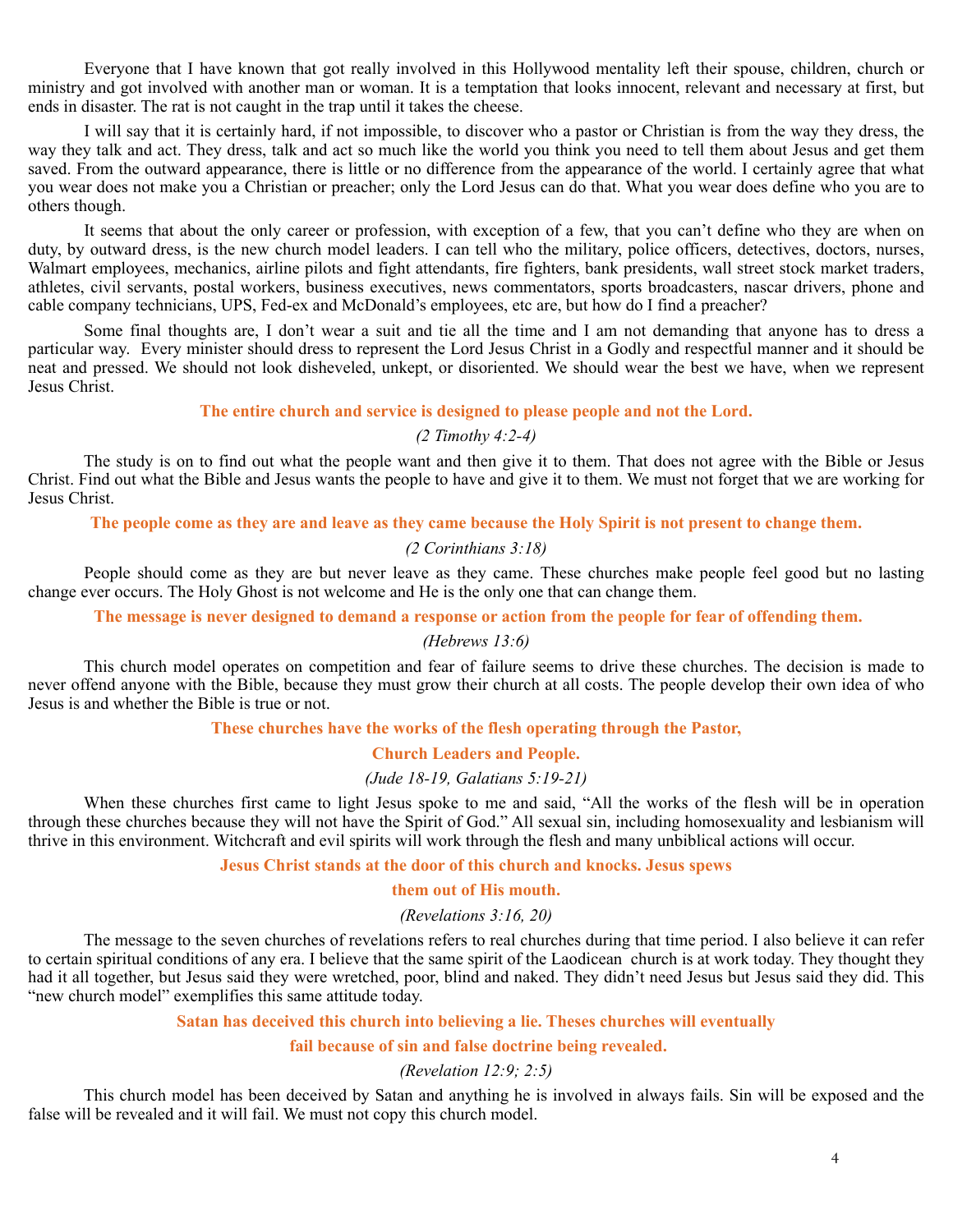Everyone that I have known that got really involved in this Hollywood mentality left their spouse, children, church or ministry and got involved with another man or woman. It is a temptation that looks innocent, relevant and necessary at first, but ends in disaster. The rat is not caught in the trap until it takes the cheese.

I will say that it is certainly hard, if not impossible, to discover who a pastor or Christian is from the way they dress, the way they talk and act. They dress, talk and act so much like the world you think you need to tell them about Jesus and get them saved. From the outward appearance, there is little or no difference from the appearance of the world. I certainly agree that what you wear does not make you a Christian or preacher; only the Lord Jesus can do that. What you wear does define who you are to others though.

It seems that about the only career or profession, with exception of a few, that you can't define who they are when on duty, by outward dress, is the new church model leaders. I can tell who the military, police officers, detectives, doctors, nurses, Walmart employees, mechanics, airline pilots and fight attendants, fire fighters, bank presidents, wall street stock market traders, athletes, civil servants, postal workers, business executives, news commentators, sports broadcasters, nascar drivers, phone and cable company technicians, UPS, Fed-ex and McDonald's employees, etc are, but how do I find a preacher?

Some final thoughts are, I don't wear a suit and tie all the time and I am not demanding that anyone has to dress a particular way. Every minister should dress to represent the Lord Jesus Christ in a Godly and respectful manner and it should be neat and pressed. We should not look disheveled, unkept, or disoriented. We should wear the best we have, when we represent Jesus Christ.

**The entire church and service is designed to please people and not the Lord.**

*(2 Timothy 4:2-4)*

The study is on to find out what the people want and then give it to them. That does not agree with the Bible or Jesus Christ. Find out what the Bible and Jesus wants the people to have and give it to them. We must not forget that we are working for Jesus Christ.

**The people come as they are and leave as they came because the Holy Spirit is not present to change them.**

*(2 Corinthians 3:18)*

People should come as they are but never leave as they came. These churches make people feel good but no lasting change ever occurs. The Holy Ghost is not welcome and He is the only one that can change them.

**The message is never designed to demand a response or action from the people for fear of offending them.**

*(Hebrews 13:6)*

This church model operates on competition and fear of failure seems to drive these churches. The decision is made to never offend anyone with the Bible, because they must grow their church at all costs. The people develop their own idea of who Jesus is and whether the Bible is true or not.

**These churches have the works of the flesh operating through the Pastor, Church Leaders and People.**

*(Jude 18-19, Galatians 5:19-21)*

When these churches first came to light Jesus spoke to me and said, "All the works of the flesh will be in operation through these churches because they will not have the Spirit of God." All sexual sin, including homosexuality and lesbianism will thrive in this environment. Witchcraft and evil spirits will work through the flesh and many unbiblical actions will occur.

**Jesus Christ stands at the door of this church and knocks. Jesus spews them out of His mouth.**

*(Revelations 3:16, 20)*

The message to the seven churches of revelations refers to real churches during that time period. I also believe it can refer to certain spiritual conditions of any era. I believe that the same spirit of the Laodicean church is at work today. They thought they had it all together, but Jesus said they were wretched, poor, blind and naked. They didn't need Jesus but Jesus said they did. This "new church model" exemplifies this same attitude today.

**Satan has deceived this church into believing a lie. Theses churches will eventually fail because of sin and false doctrine being revealed.**

*(Revelation 12:9; 2:5)*

This church model has been deceived by Satan and anything he is involved in always fails. Sin will be exposed and the false will be revealed and it will fail. We must not copy this church model.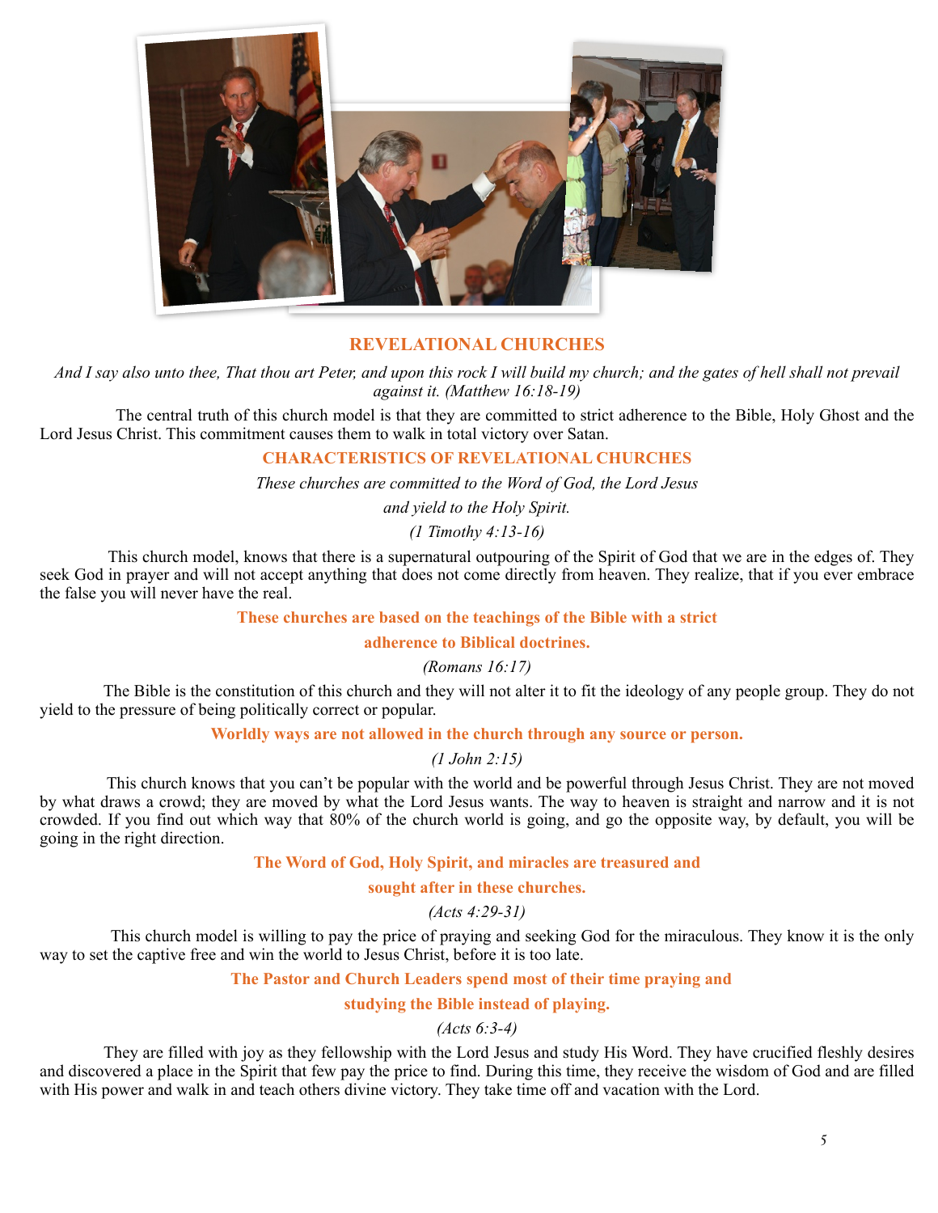## REVELATIONAL CHURCHES

*And I say also unto thee, That thou art Peter, and upon this rock I will build my church; and the gates of hell shall not prevail against it. (Matthew 16:18-19)*

The central truth of this church model is that they are committed to strict adherence to the Bible, Holy Ghost and the Lord Jesus Christ. This commitment causes them to walk in total victory over Satan.

### CHARACTERISTICS OF REVELATIONAL CHURCHES

*These churches are committed to the Word of God, the Lord Jesus*

*and yield to the Holy Spirit.*

*(1 Timothy 4:13-16)*

This church model, knows that there is a supernatural outpouring of the Spirit of God that we are in the edges of. They seek God in prayer and will not accept anything that does not come directly from heaven. They realize, that if you ever embrace the false you will never have the real.

**These churches are based on the teachings of the Bible with a strict adherence to Biblical doctrines.**

*(Romans 16:17)*

The Bible is the constitution of this church and they will not alter it to fit the ideology of any people group. They do not yield to the pressure of being politically correct or popular.

**Worldly ways are not allowed in the church through any source or person.**

*(1 John 2:15)*

This church knows that you can't be popular with the world and be powerful through Jesus Christ. They are not moved by what draws a crowd; they are moved by what the Lord Jesus wants. The way to heaven is straight and narrow and it is not crowded. If you find out which way that 80% of the church world is going, and go the opposite way, by default, you will be going in the right direction.

**The Word of God, Holy Spirit, and miracles are treasured and sought after in these churches.**

*(Acts 4:29-31)*

This church model is willing to pay the price of praying and seeking God for the miraculous. They know it is the only way to set the captive free and win the world to Jesus Christ, before it is too late.

**The Pastor and Church Leaders spend most of their time praying and studying the Bible instead of playing.**

*(Acts 6:3-4)*

They are filled with joy as they fellowship with the Lord Jesus and study His Word. They have crucified fleshly desires and discovered a place in the Spirit that few pay the price to find. During this time, they receive the wisdom of God and are filled with His power and walk in and teach others divine victory. They take time off and vacation with the Lord.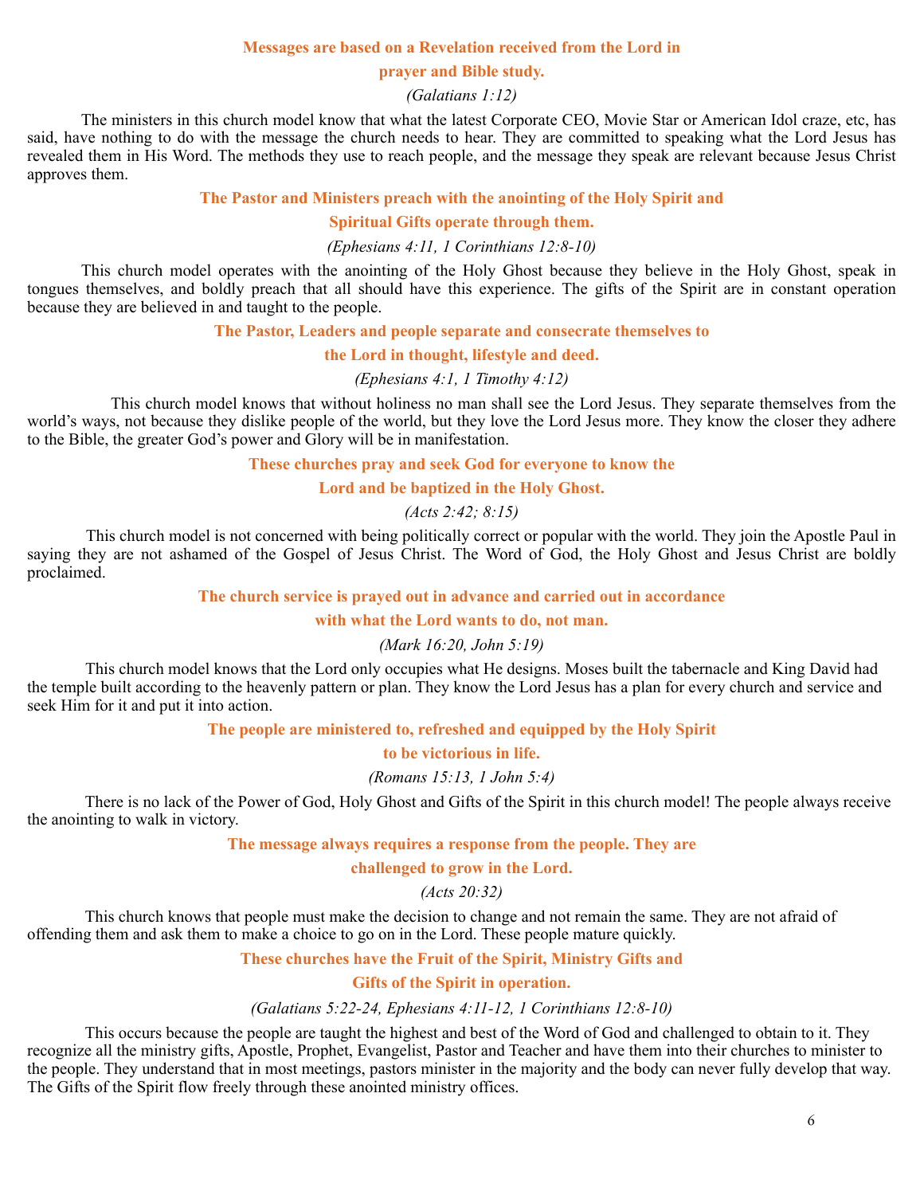**Messages are based on a Revelation received from the Lord in prayer and Bible study.**

*(Galatians 1:12)*

The ministers in this church model know that what the latest Corporate CEO, Movie Star or American Idol craze, etc, has said, have nothing to do with the message the church needs to hear. They are committed to speaking what the Lord Jesus has revealed them in His Word. The methods they use to reach people, and the message they speak are relevant because Jesus Christ approves them.

**The Pastor and Ministers preach with the anointing of the Holy Spirit and Spiritual Gifts operate through them.**

*(Ephesians 4:11, 1 Corinthians 12:8-10)*

This church model operates with the anointing of the Holy Ghost because they believe in the Holy Ghost, speak in tongues themselves, and boldly preach that all should have this experience. The gifts of the Spirit are in constant operation because they are believed in and taught to the people.

**The Pastor, Leaders and people separate and consecrate themselves to the Lord in thought, lifestyle and deed.**

*(Ephesians 4:1, 1 Timothy 4:12)*

This church model knows that without holiness no man shall see the Lord Jesus. They separate themselves from the world's ways, not because they dislike people of the world, but they love the Lord Jesus more. They know the closer they adhere to the Bible, the greater God's power and Glory will be in manifestation.

**These churches pray and seek God for everyone to know the Lord and be baptized in the Holy Ghost.**

*(Acts 2:42; 8:15)*

This church model is not concerned with being politically correct or popular with the world. They join the Apostle Paul in saying they are not ashamed of the Gospel of Jesus Christ. The Word of God, the Holy Ghost and Jesus Christ are boldly proclaimed.

**The church service is prayed out in advance and carried out in accordance with what the Lord wants to do, not man.**

*(Mark 16:20, John 5:19)*

This church model knows that the Lord only occupies what He designs. Moses built the tabernacle and King David had the temple built according to the heavenly pattern or plan. They know the Lord Jesus has a plan for every church and service and seek Him for it and put it into action.

**The people are ministered to, refreshed and equipped by the Holy Spirit to be victorious in life.**

*(Romans 15:13, 1 John 5:4)*

There is no lack of the Power of God, Holy Ghost and Gifts of the Spirit in this church model! The people always receive the anointing to walk in victory.

**The message always requires a response from the people. They are challenged to grow in the Lord.**

*(Acts 20:32)*

This church knows that people must make the decision to change and not remain the same. They are not afraid of offending them and ask them to make a choice to go on in the Lord. These people mature quickly.

**These churches have the Fruit of the Spirit, Ministry Gifts and Gifts of the Spirit in operation.**

*(Galatians 5:22-24, Ephesians 4:11-12, 1 Corinthians 12:8-10)*

This occurs because the people are taught the highest and best of the Word of God and challenged to obtain to it. They recognize all the ministry gifts, Apostle, Prophet, Evangelist, Pastor and Teacher and have them into their churches to minister to the people. They understand that in most meetings, pastors minister in the majority and the body can never fully develop that way. The Gifts of the Spirit flow freely through these anointed ministry offices.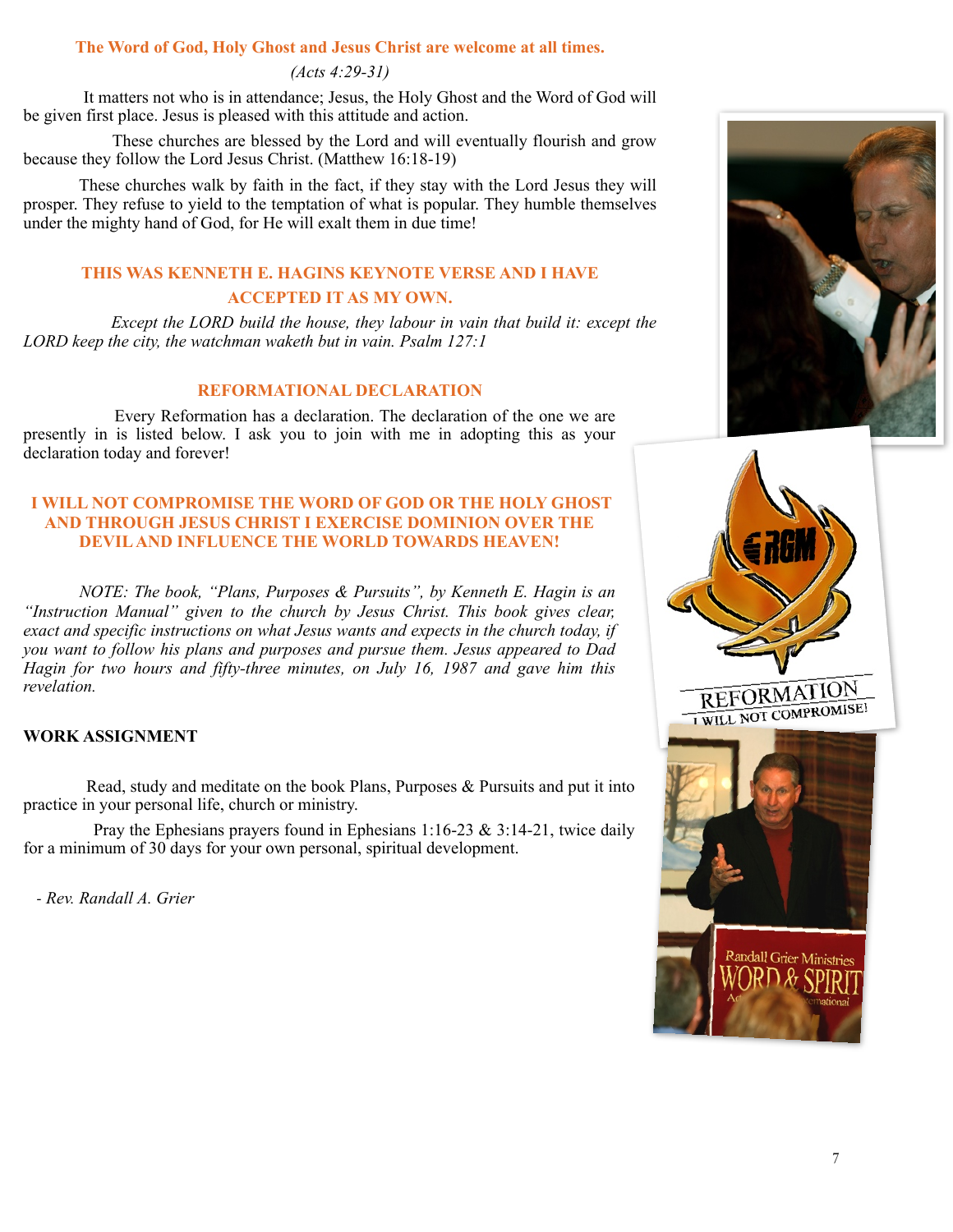**The Word of God, Holy Ghost and Jesus Christ are welcome at all times.**

*(Acts 4:29-31)*

It matters not who is in attendance; Jesus, the Holy Ghost and the Word of God will be given first place. Jesus is pleased with this attitude and action.

These churches are blessed by the Lord and will eventually flourish and grow because they follow the Lord Jesus Christ. (Matthew 16:18-19)

These churches walk by faith in the fact, if they stay with the Lord Jesus they will prosper. They refuse to yield to the temptation of what is popular. They humble themselves under the mighty hand of God, for He will exalt them in due time!

## THIS WAS KENNETH E. HAGINS KEYNOTE VERSE AND I HAVE ACCEPTED IT AS MY OWN.

*Except the LORD build the house, they labour in vain that build it: except the LORD keep the city, the watchman waketh but in vain. Psalm 127:1*

## REFORMATIONAL DECLARATION

Every Reformation has a declaration. The declaration of the one we are presently in is listed below. I ask you to join with me in adopting this as your declaration today and forever!

**I WILL NOT COMPROMISE THE WORD OF GOD OR THE HOLY GHOST AND THROUGH JESUS CHRIST I EXERCISE DOMINION OVER THE DEVIL AND INFLUENCE THE WORLD TOWARDS HEAVEN!**

*NOTE: The book, "Plans, Purposes & Pursuits", by Kenneth E. Hagin is an "Instruction Manual" given to the church by Jesus Christ. This book gives clear, exact and specific instructions on what Jesus wants and expects in the church today, if you want to follow his plans and purposes and pursue them. Jesus appeared to Dad Hagin for two hours and fifty-three minutes, on July 16, 1987 and gave him this revelation.*

**WORK ASSIGNMENT**

Read, study and meditate on the book Plans, Purposes & Pursuits and put it into practice in your personal life, church or ministry.

Pray the Ephesians prayers found in Ephesians 1:16-23 & 3:14-21, twice daily for a minimum of 30 days for your own personal, spiritual development.

*- Rev. Randall A. Grier*

RGM

REFORMATION

I WILL NOT COMPROMISE!

Randall Grier Ministries

WORD & SPIRIT